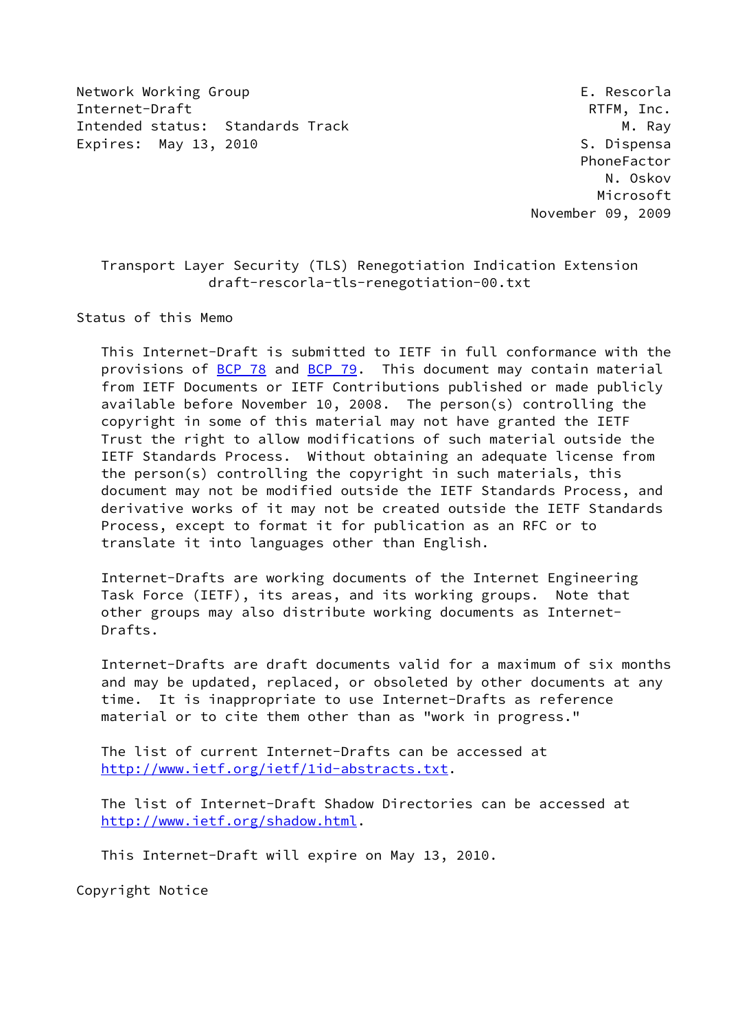Network Working Group E. Rescorla
Internet-Draft RTFM, Inc.
Intended status: Standards Track M. Ray
Expires: May 13, 2010 S. Dispensa
PhoneFactor
N. Oskov
Microsoft
November 09, 2009

# Transport Layer Security (TLS) Renegotiation Indication Extension
draft-rescorla-tls-renegotiation-00.txt

## Status of this Memo

This Internet-Draft is submitted to IETF in full conformance with the provisions of BCP 78 and BCP 79. This document may contain material from IETF Documents or IETF Contributions published or made publicly available before November 10, 2008. The person(s) controlling the copyright in some of this material may not have granted the IETF Trust the right to allow modifications of such material outside the IETF Standards Process. Without obtaining an adequate license from the person(s) controlling the copyright in such materials, this document may not be modified outside the IETF Standards Process, and derivative works of it may not be created outside the IETF Standards Process, except to format it for publication as an RFC or to translate it into languages other than English.

Internet-Drafts are working documents of the Internet Engineering Task Force (IETF), its areas, and its working groups. Note that other groups may also distribute working documents as Internet-Drafts.

Internet-Drafts are draft documents valid for a maximum of six months and may be updated, replaced, or obsoleted by other documents at any time. It is inappropriate to use Internet-Drafts as reference material or to cite them other than as "work in progress."

The list of current Internet-Drafts can be accessed at http://www.ietf.org/ietf/1id-abstracts.txt.

The list of Internet-Draft Shadow Directories can be accessed at http://www.ietf.org/shadow.html.

This Internet-Draft will expire on May 13, 2010.

## Copyright Notice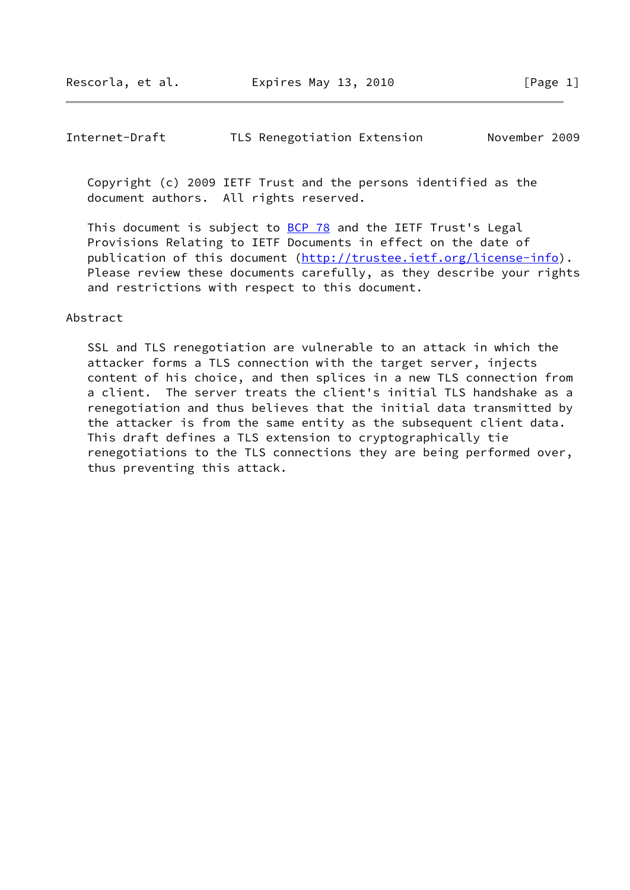Copyright (c) 2009 IETF Trust and the persons identified as the document authors.  All rights reserved.

This document is subject to BCP 78 and the IETF Trust's Legal Provisions Relating to IETF Documents in effect on the date of publication of this document (http://trustee.ietf.org/license-info). Please review these documents carefully, as they describe your rights and restrictions with respect to this document.

## Abstract

SSL and TLS renegotiation are vulnerable to an attack in which the attacker forms a TLS connection with the target server, injects content of his choice, and then splices in a new TLS connection from a client.  The server treats the client's initial TLS handshake as a renegotiation and thus believes that the initial data transmitted by the attacker is from the same entity as the subsequent client data. This draft defines a TLS extension to cryptographically tie renegotiations to the TLS connections they are being performed over, thus preventing this attack.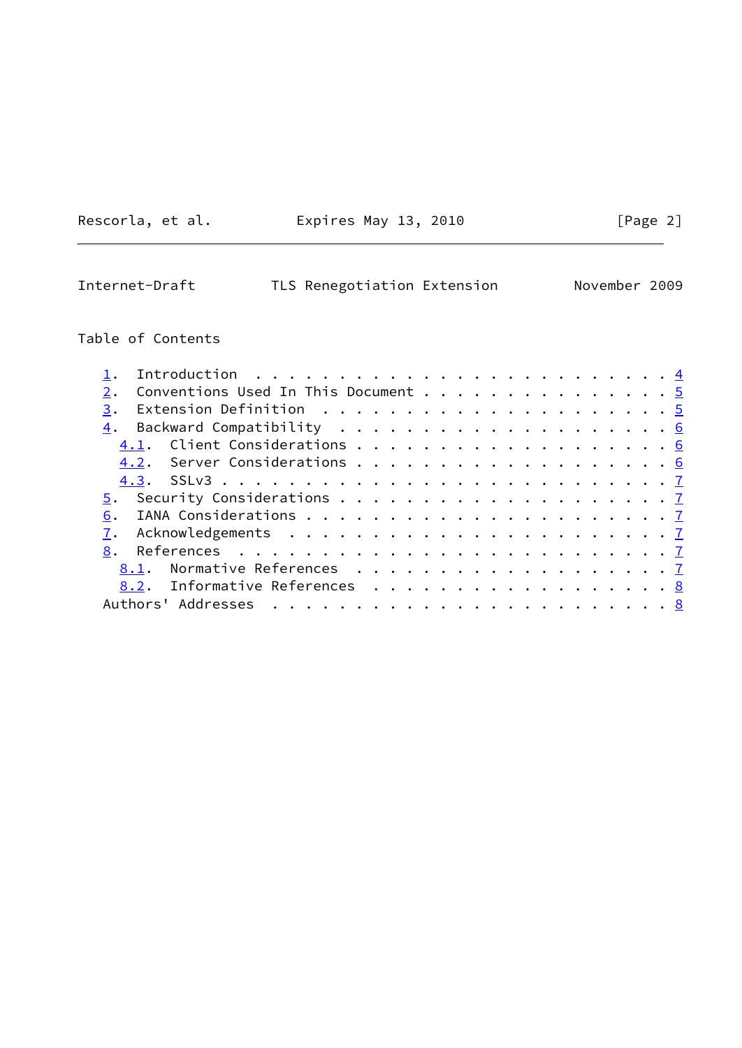Table of Contents

1. Introduction . . . . . . . . . . . . . . . . . . . . . . . . . 4
2. Conventions Used In This Document . . . . . . . . . . . . . . . 5
3. Extension Definition . . . . . . . . . . . . . . . . . . . . . 5
4. Backward Compatibility . . . . . . . . . . . . . . . . . . . . 6
   4.1. Client Considerations . . . . . . . . . . . . . . . . . . . 6
   4.2. Server Considerations . . . . . . . . . . . . . . . . . . . 6
   4.3. SSLv3 . . . . . . . . . . . . . . . . . . . . . . . . . . . 7
5. Security Considerations . . . . . . . . . . . . . . . . . . . . 7
6. IANA Considerations . . . . . . . . . . . . . . . . . . . . . . 7
7. Acknowledgements . . . . . . . . . . . . . . . . . . . . . . . 7
8. References . . . . . . . . . . . . . . . . . . . . . . . . . . 7
   8.1. Normative References . . . . . . . . . . . . . . . . . . . 7
   8.2. Informative References . . . . . . . . . . . . . . . . . . 8
Authors' Addresses . . . . . . . . . . . . . . . . . . . . . . . . 8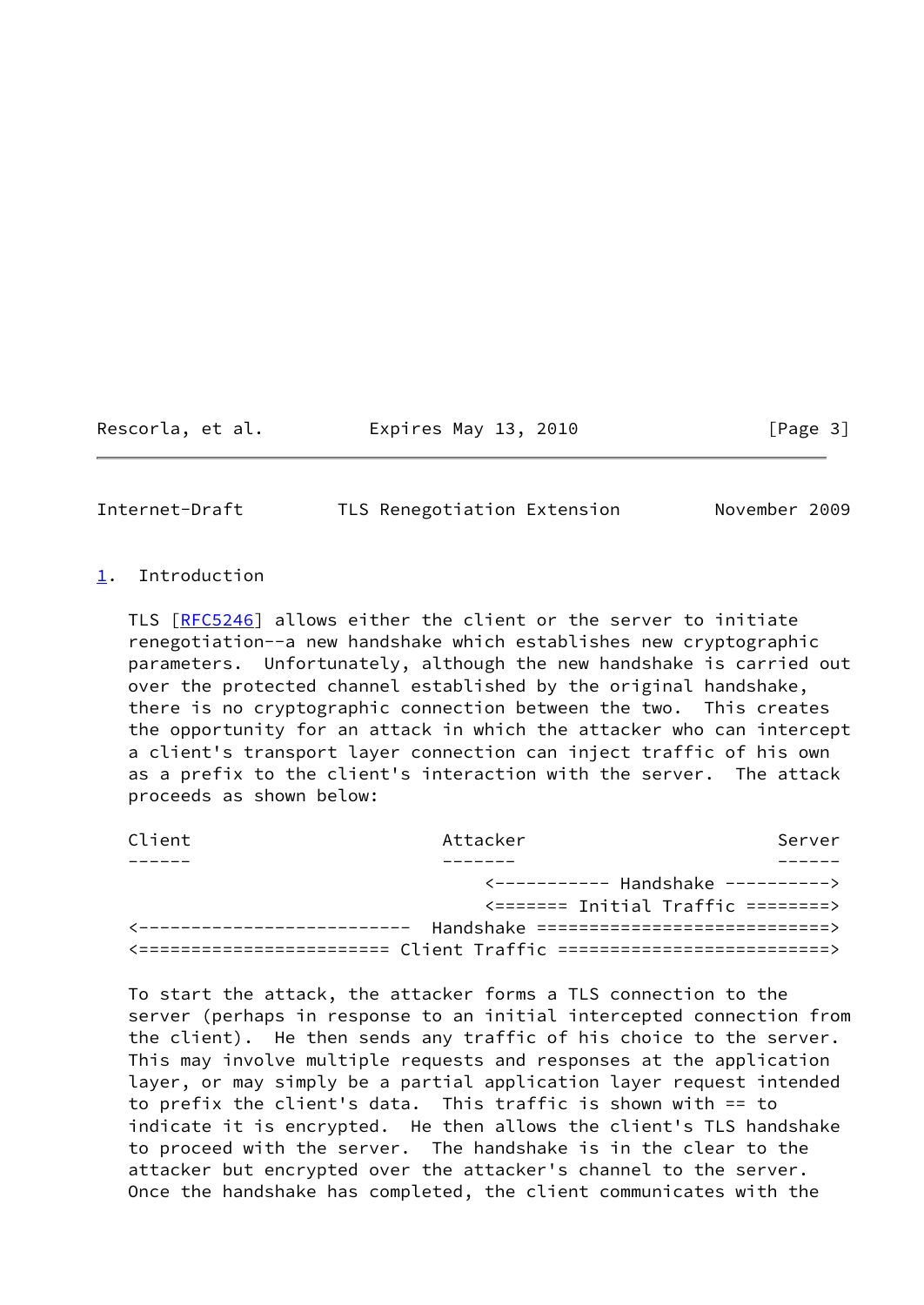## 1. Introduction

TLS [RFC5246] allows either the client or the server to initiate renegotiation--a new handshake which establishes new cryptographic parameters. Unfortunately, although the new handshake is carried out over the protected channel established by the original handshake, there is no cryptographic connection between the two. This creates the opportunity for an attack in which the attacker who can intercept a client's transport layer connection can inject traffic of his own as a prefix to the client's interaction with the server. The attack proceeds as shown below:

```
Client                        Attacker                        Server
------                        -------                         ------
                                  <----------- Handshake ---------->
                                  <======= Initial Traffic ========>
<--------------------------  Handshake ============================>
<======================== Client Traffic ==========================>
```

To start the attack, the attacker forms a TLS connection to the server (perhaps in response to an initial intercepted connection from the client). He then sends any traffic of his choice to the server. This may involve multiple requests and responses at the application layer, or may simply be a partial application layer request intended to prefix the client's data. This traffic is shown with == to indicate it is encrypted. He then allows the client's TLS handshake to proceed with the server. The handshake is in the clear to the attacker but encrypted over the attacker's channel to the server. Once the handshake has completed, the client communicates with the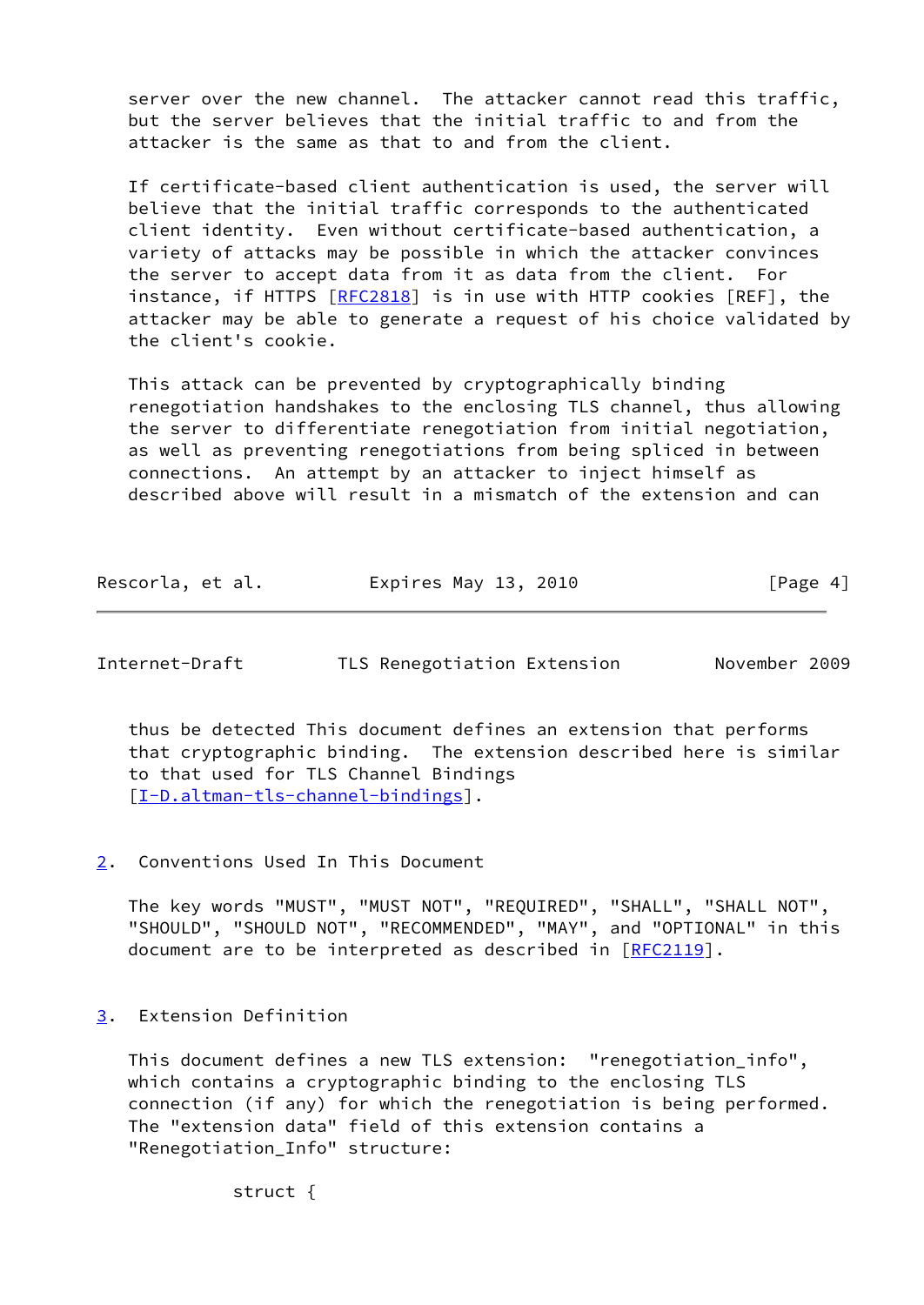server over the new channel. The attacker cannot read this traffic, but the server believes that the initial traffic to and from the attacker is the same as that to and from the client.

If certificate-based client authentication is used, the server will believe that the initial traffic corresponds to the authenticated client identity. Even without certificate-based authentication, a variety of attacks may be possible in which the attacker convinces the server to accept data from it as data from the client. For instance, if HTTPS [RFC2818] is in use with HTTP cookies [REF], the attacker may be able to generate a request of his choice validated by the client's cookie.

This attack can be prevented by cryptographically binding renegotiation handshakes to the enclosing TLS channel, thus allowing the server to differentiate renegotiation from initial negotiation, as well as preventing renegotiations from being spliced in between connections. An attempt by an attacker to inject himself as described above will result in a mismatch of the extension and can thus be detected This document defines an extension that performs that cryptographic binding. The extension described here is similar to that used for TLS Channel Bindings [I-D.altman-tls-channel-bindings].

## 2. Conventions Used In This Document

The key words "MUST", "MUST NOT", "REQUIRED", "SHALL", "SHALL NOT", "SHOULD", "SHOULD NOT", "RECOMMENDED", "MAY", and "OPTIONAL" in this document are to be interpreted as described in [RFC2119].

## 3. Extension Definition

This document defines a new TLS extension: "renegotiation_info", which contains a cryptographic binding to the enclosing TLS connection (if any) for which the renegotiation is being performed. The "extension data" field of this extension contains a "Renegotiation_Info" structure:

```
        struct {
```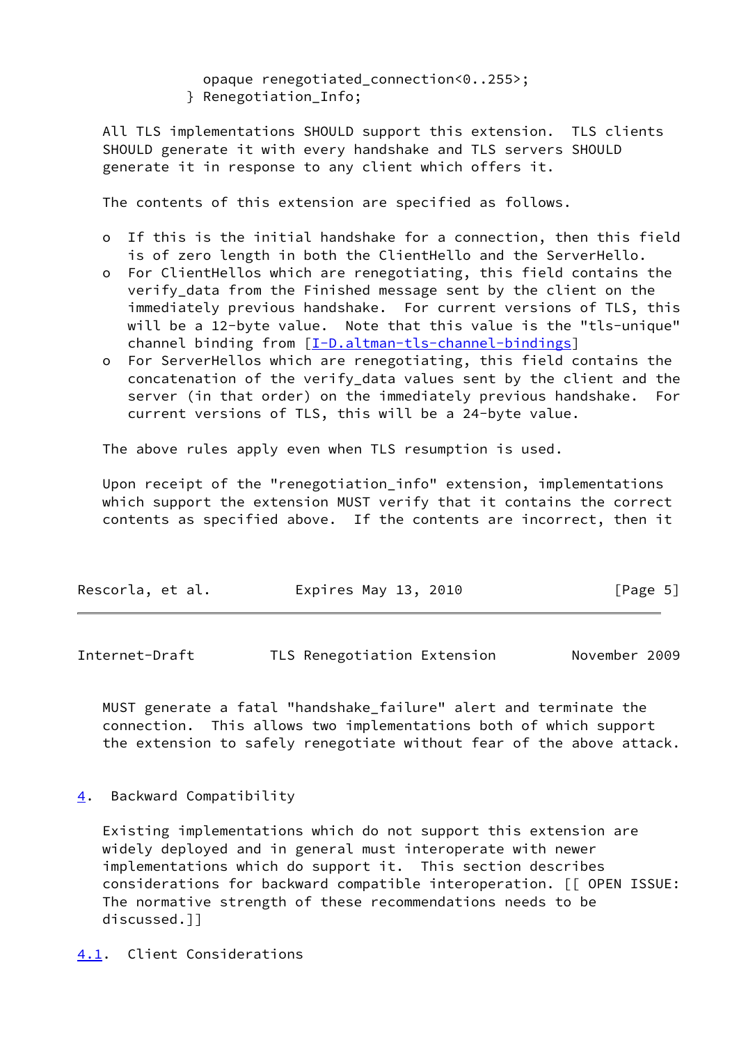```
           opaque renegotiated_connection<0..255>;
        } Renegotiation_Info;
```

All TLS implementations SHOULD support this extension. TLS clients SHOULD generate it with every handshake and TLS servers SHOULD generate it in response to any client which offers it.

The contents of this extension are specified as follows.

- If this is the initial handshake for a connection, then this field is of zero length in both the ClientHello and the ServerHello.
- For ClientHellos which are renegotiating, this field contains the verify_data from the Finished message sent by the client on the immediately previous handshake. For current versions of TLS, this will be a 12-byte value. Note that this value is the "tls-unique" channel binding from [I-D.altman-tls-channel-bindings]
- For ServerHellos which are renegotiating, this field contains the concatenation of the verify_data values sent by the client and the server (in that order) on the immediately previous handshake. For current versions of TLS, this will be a 24-byte value.

The above rules apply even when TLS resumption is used.

Upon receipt of the "renegotiation_info" extension, implementations which support the extension MUST verify that it contains the correct contents as specified above. If the contents are incorrect, then it MUST generate a fatal "handshake_failure" alert and terminate the connection. This allows two implementations both of which support the extension to safely renegotiate without fear of the above attack.

## 4. Backward Compatibility

Existing implementations which do not support this extension are widely deployed and in general must interoperate with newer implementations which do support it. This section describes considerations for backward compatible interoperation. [[ OPEN ISSUE: The normative strength of these recommendations needs to be discussed.]]

### 4.1. Client Considerations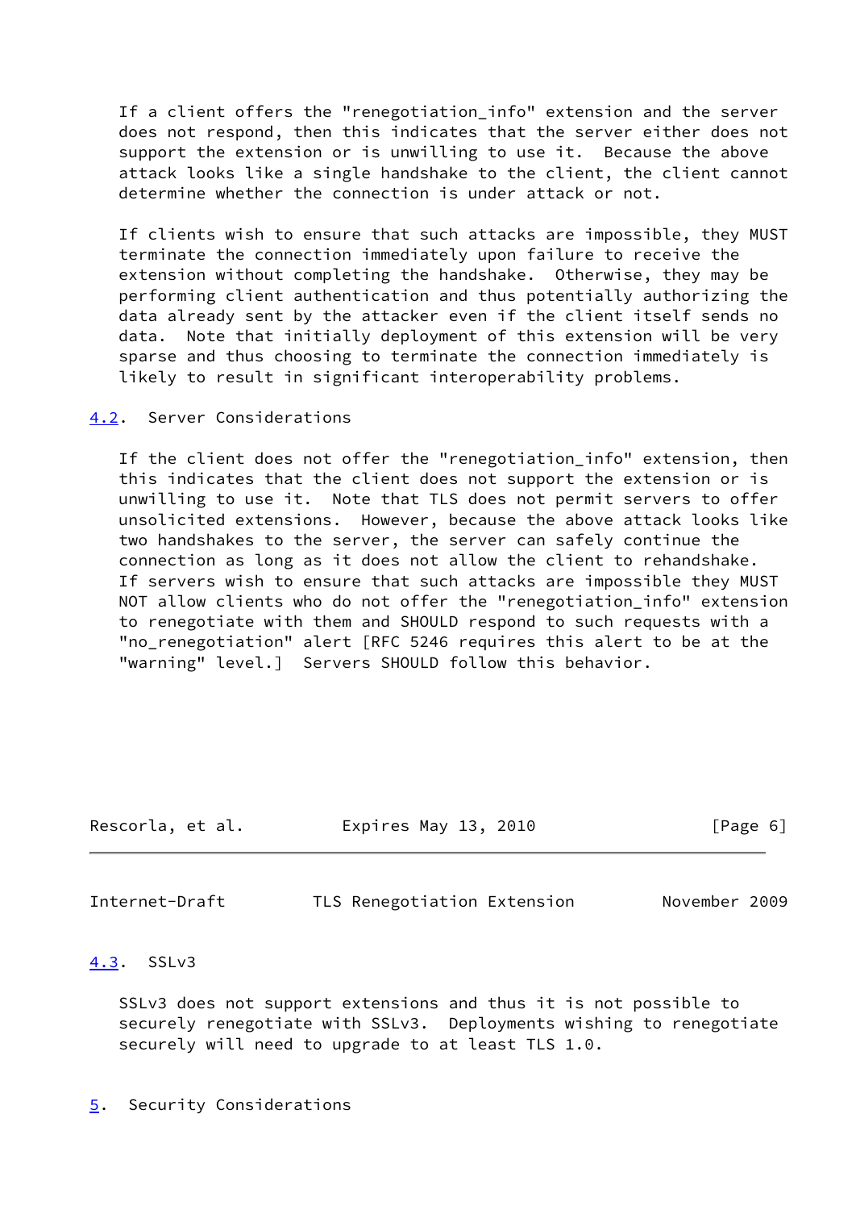If a client offers the "renegotiation_info" extension and the server does not respond, then this indicates that the server either does not support the extension or is unwilling to use it. Because the above attack looks like a single handshake to the client, the client cannot determine whether the connection is under attack or not.

If clients wish to ensure that such attacks are impossible, they MUST terminate the connection immediately upon failure to receive the extension without completing the handshake. Otherwise, they may be performing client authentication and thus potentially authorizing the data already sent by the attacker even if the client itself sends no data. Note that initially deployment of this extension will be very sparse and thus choosing to terminate the connection immediately is likely to result in significant interoperability problems.

### 4.2. Server Considerations

If the client does not offer the "renegotiation_info" extension, then this indicates that the client does not support the extension or is unwilling to use it. Note that TLS does not permit servers to offer unsolicited extensions. However, because the above attack looks like two handshakes to the server, the server can safely continue the connection as long as it does not allow the client to rehandshake. If servers wish to ensure that such attacks are impossible they MUST NOT allow clients who do not offer the "renegotiation_info" extension to renegotiate with them and SHOULD respond to such requests with a "no_renegotiation" alert [RFC 5246 requires this alert to be at the "warning" level.] Servers SHOULD follow this behavior.

### 4.3. SSLv3

SSLv3 does not support extensions and thus it is not possible to securely renegotiate with SSLv3. Deployments wishing to renegotiate securely will need to upgrade to at least TLS 1.0.

## 5. Security Considerations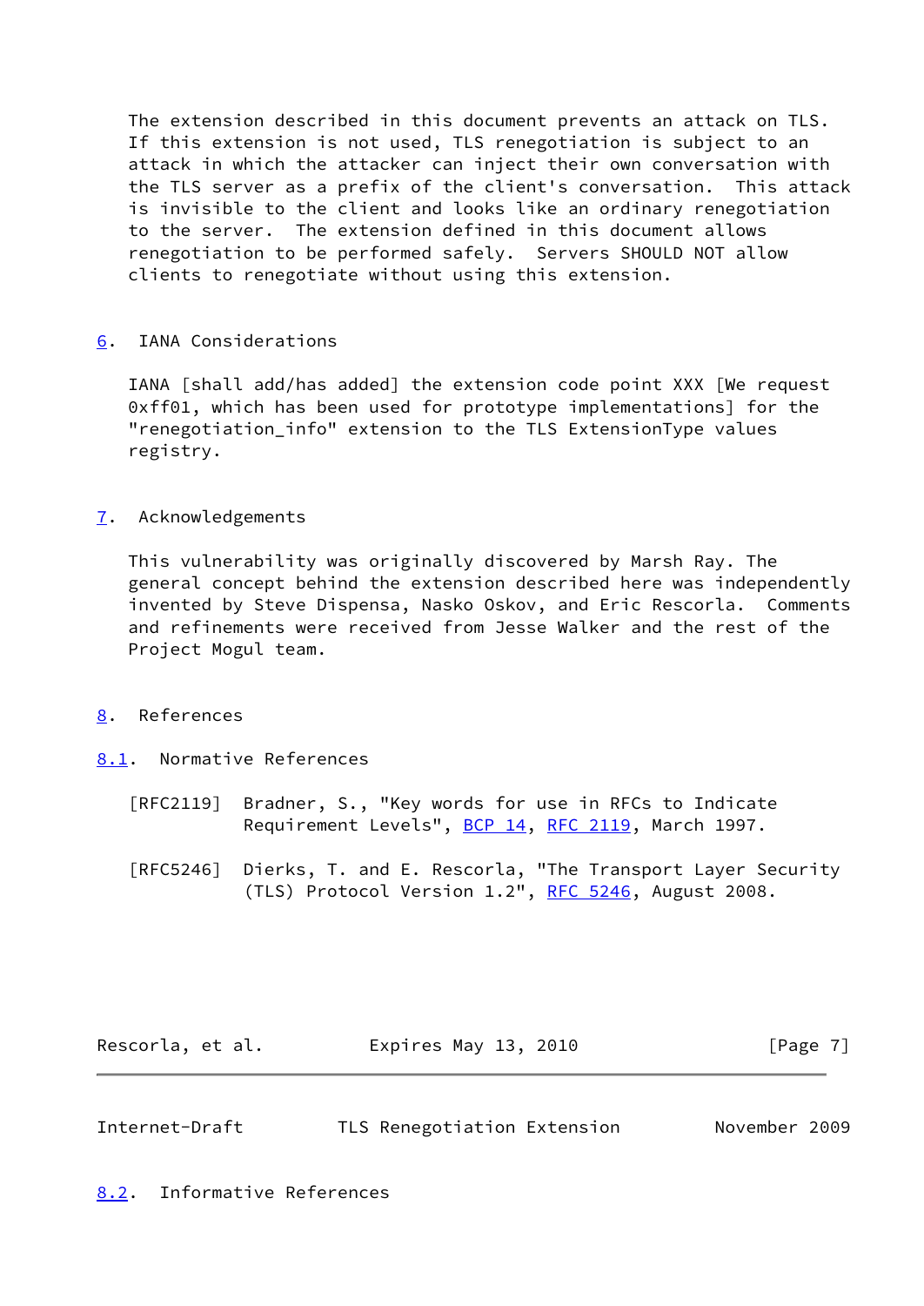The extension described in this document prevents an attack on TLS. If this extension is not used, TLS renegotiation is subject to an attack in which the attacker can inject their own conversation with the TLS server as a prefix of the client's conversation. This attack is invisible to the client and looks like an ordinary renegotiation to the server. The extension defined in this document allows renegotiation to be performed safely. Servers SHOULD NOT allow clients to renegotiate without using this extension.

## 6. IANA Considerations

IANA [shall add/has added] the extension code point XXX [We request 0xff01, which has been used for prototype implementations] for the "renegotiation_info" extension to the TLS ExtensionType values registry.

## 7. Acknowledgements

This vulnerability was originally discovered by Marsh Ray. The general concept behind the extension described here was independently invented by Steve Dispensa, Nasko Oskov, and Eric Rescorla. Comments and refinements were received from Jesse Walker and the rest of the Project Mogul team.

## 8. References

### 8.1. Normative References

[RFC2119] Bradner, S., "Key words for use in RFCs to Indicate Requirement Levels", BCP 14, RFC 2119, March 1997.

[RFC5246] Dierks, T. and E. Rescorla, "The Transport Layer Security (TLS) Protocol Version 1.2", RFC 5246, August 2008.

### 8.2. Informative References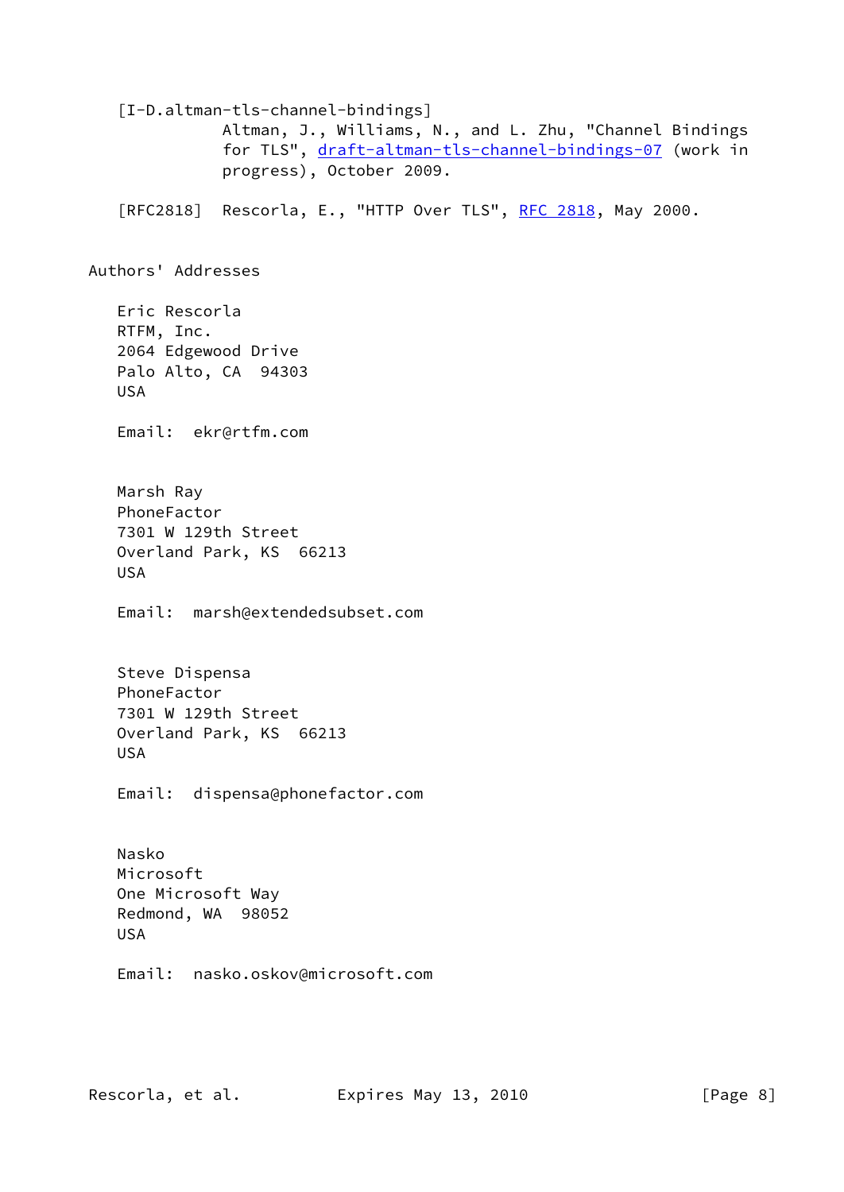[I-D.altman-tls-channel-bindings]
Altman, J., Williams, N., and L. Zhu, "Channel Bindings for TLS", draft-altman-tls-channel-bindings-07 (work in progress), October 2009.

[RFC2818] Rescorla, E., "HTTP Over TLS", RFC 2818, May 2000.

# Authors' Addresses

Eric Rescorla
RTFM, Inc.
2064 Edgewood Drive
Palo Alto, CA 94303
USA

Email: ekr@rtfm.com

Marsh Ray
PhoneFactor
7301 W 129th Street
Overland Park, KS 66213
USA

Email: marsh@extendedsubset.com

Steve Dispensa
PhoneFactor
7301 W 129th Street
Overland Park, KS 66213
USA

Email: dispensa@phonefactor.com

Nasko
Microsoft
One Microsoft Way
Redmond, WA 98052
USA

Email: nasko.oskov@microsoft.com